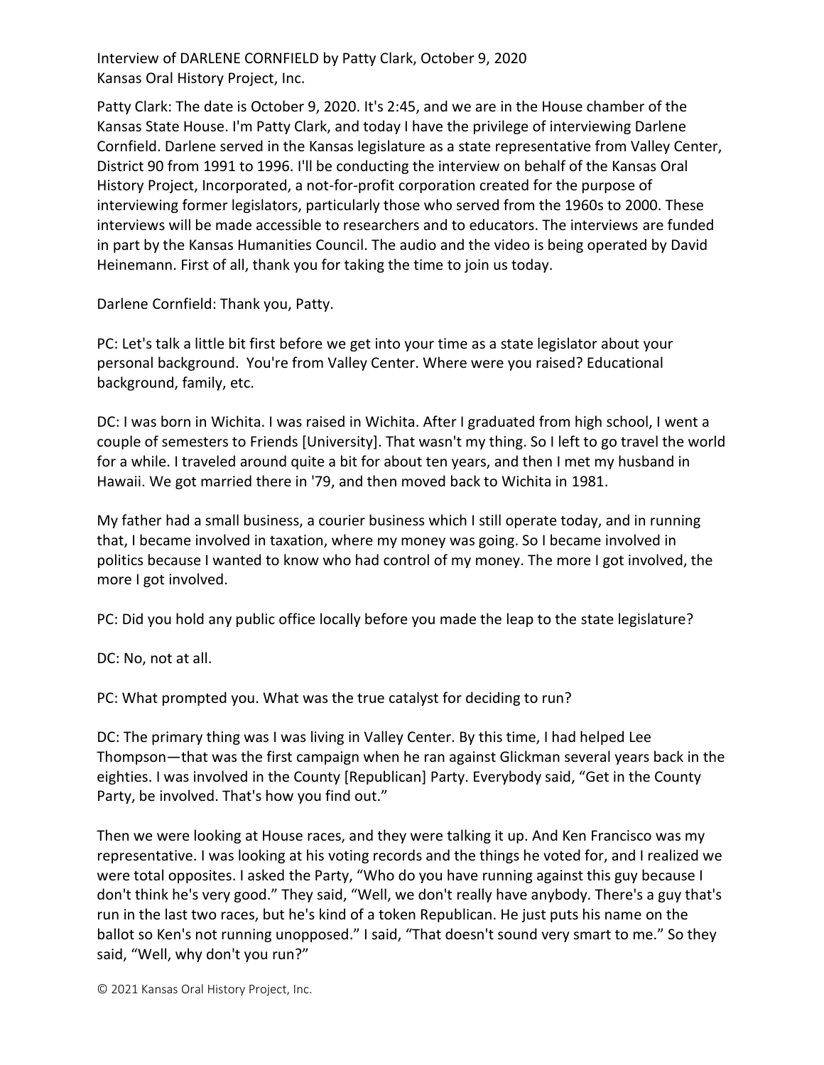Interview of DARLENE CORNFIELD by Patty Clark, October 9, 2020
Kansas Oral History Project, Inc.

Patty Clark: The date is October 9, 2020. It's 2:45, and we are in the House chamber of the Kansas State House. I'm Patty Clark, and today I have the privilege of interviewing Darlene Cornfield. Darlene served in the Kansas legislature as a state representative from Valley Center, District 90 from 1991 to 1996. I'll be conducting the interview on behalf of the Kansas Oral History Project, Incorporated, a not-for-profit corporation created for the purpose of interviewing former legislators, particularly those who served from the 1960s to 2000. These interviews will be made accessible to researchers and to educators. The interviews are funded in part by the Kansas Humanities Council. The audio and the video is being operated by David Heinemann. First of all, thank you for taking the time to join us today.

Darlene Cornfield: Thank you, Patty.

PC: Let's talk a little bit first before we get into your time as a state legislator about your personal background. You're from Valley Center. Where were you raised? Educational background, family, etc.

DC: I was born in Wichita. I was raised in Wichita. After I graduated from high school, I went a couple of semesters to Friends [University]. That wasn't my thing. So I left to go travel the world for a while. I traveled around quite a bit for about ten years, and then I met my husband in Hawaii. We got married there in '79, and then moved back to Wichita in 1981.

My father had a small business, a courier business which I still operate today, and in running that, I became involved in taxation, where my money was going. So I became involved in politics because I wanted to know who had control of my money. The more I got involved, the more I got involved.

PC: Did you hold any public office locally before you made the leap to the state legislature?

DC: No, not at all.

PC: What prompted you. What was the true catalyst for deciding to run?

DC: The primary thing was I was living in Valley Center. By this time, I had helped Lee Thompson—that was the first campaign when he ran against Glickman several years back in the eighties. I was involved in the County [Republican] Party. Everybody said, "Get in the County Party, be involved. That's how you find out."

Then we were looking at House races, and they were talking it up. And Ken Francisco was my representative. I was looking at his voting records and the things he voted for, and I realized we were total opposites. I asked the Party, "Who do you have running against this guy because I don't think he's very good." They said, "Well, we don't really have anybody. There's a guy that's run in the last two races, but he's kind of a token Republican. He just puts his name on the ballot so Ken's not running unopposed." I said, "That doesn't sound very smart to me." So they said, "Well, why don't you run?"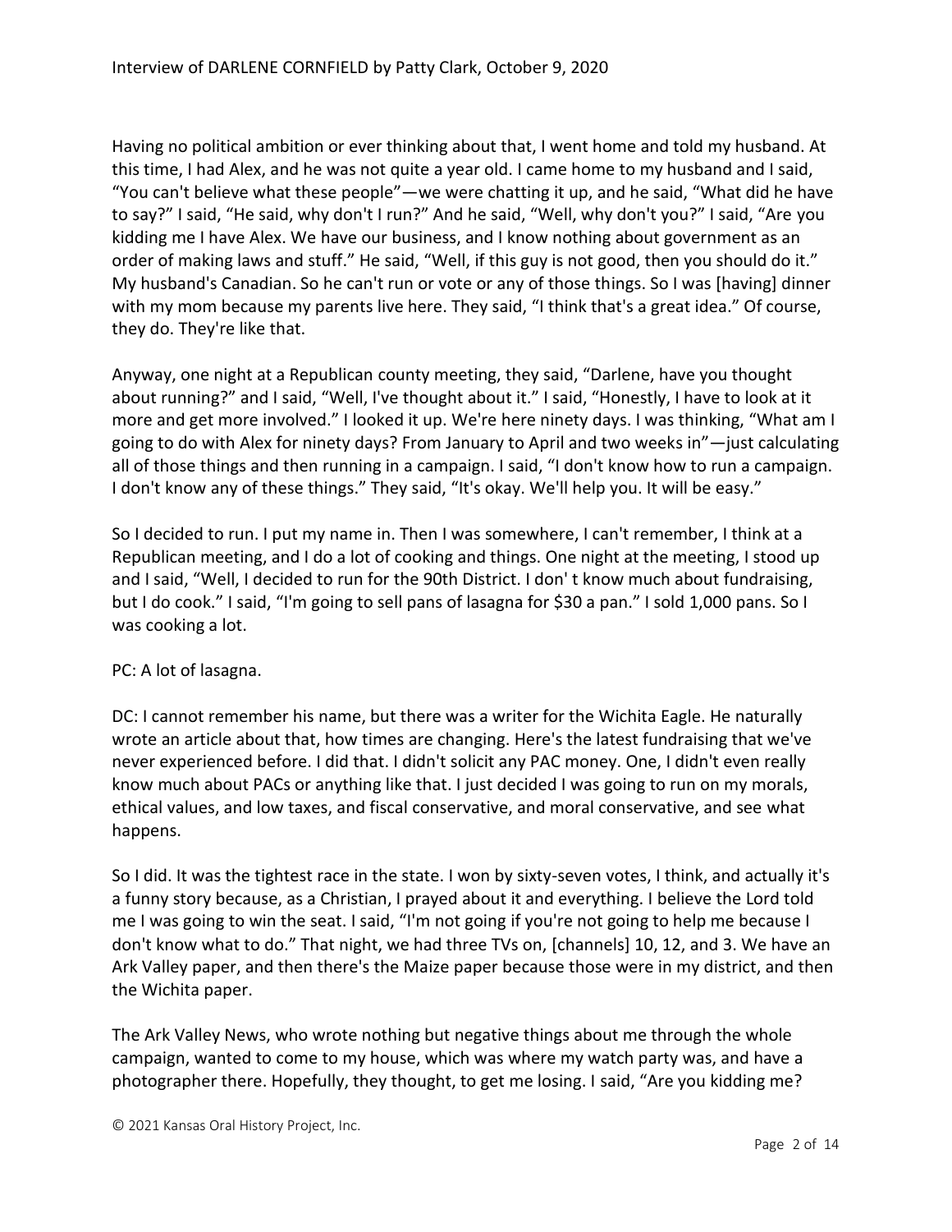Having no political ambition or ever thinking about that, I went home and told my husband. At this time, I had Alex, and he was not quite a year old. I came home to my husband and I said, "You can't believe what these people"—we were chatting it up, and he said, "What did he have to say?" I said, "He said, why don't I run?" And he said, "Well, why don't you?" I said, "Are you kidding me I have Alex. We have our business, and I know nothing about government as an order of making laws and stuff." He said, "Well, if this guy is not good, then you should do it." My husband's Canadian. So he can't run or vote or any of those things. So I was [having] dinner with my mom because my parents live here. They said, "I think that's a great idea." Of course, they do. They're like that.

Anyway, one night at a Republican county meeting, they said, "Darlene, have you thought about running?" and I said, "Well, I've thought about it." I said, "Honestly, I have to look at it more and get more involved." I looked it up. We're here ninety days. I was thinking, "What am I going to do with Alex for ninety days? From January to April and two weeks in"—just calculating all of those things and then running in a campaign. I said, "I don't know how to run a campaign. I don't know any of these things." They said, "It's okay. We'll help you. It will be easy."

So I decided to run. I put my name in. Then I was somewhere, I can't remember, I think at a Republican meeting, and I do a lot of cooking and things. One night at the meeting, I stood up and I said, "Well, I decided to run for the 90th District. I don' t know much about fundraising, but I do cook." I said, "I'm going to sell pans of lasagna for $30 a pan." I sold 1,000 pans. So I was cooking a lot.

PC: A lot of lasagna.

DC: I cannot remember his name, but there was a writer for the Wichita Eagle. He naturally wrote an article about that, how times are changing. Here's the latest fundraising that we've never experienced before. I did that. I didn't solicit any PAC money. One, I didn't even really know much about PACs or anything like that. I just decided I was going to run on my morals, ethical values, and low taxes, and fiscal conservative, and moral conservative, and see what happens.

So I did. It was the tightest race in the state. I won by sixty-seven votes, I think, and actually it's a funny story because, as a Christian, I prayed about it and everything. I believe the Lord told me I was going to win the seat. I said, "I'm not going if you're not going to help me because I don't know what to do." That night, we had three TVs on, [channels] 10, 12, and 3. We have an Ark Valley paper, and then there's the Maize paper because those were in my district, and then the Wichita paper.

The Ark Valley News, who wrote nothing but negative things about me through the whole campaign, wanted to come to my house, which was where my watch party was, and have a photographer there. Hopefully, they thought, to get me losing. I said, "Are you kidding me?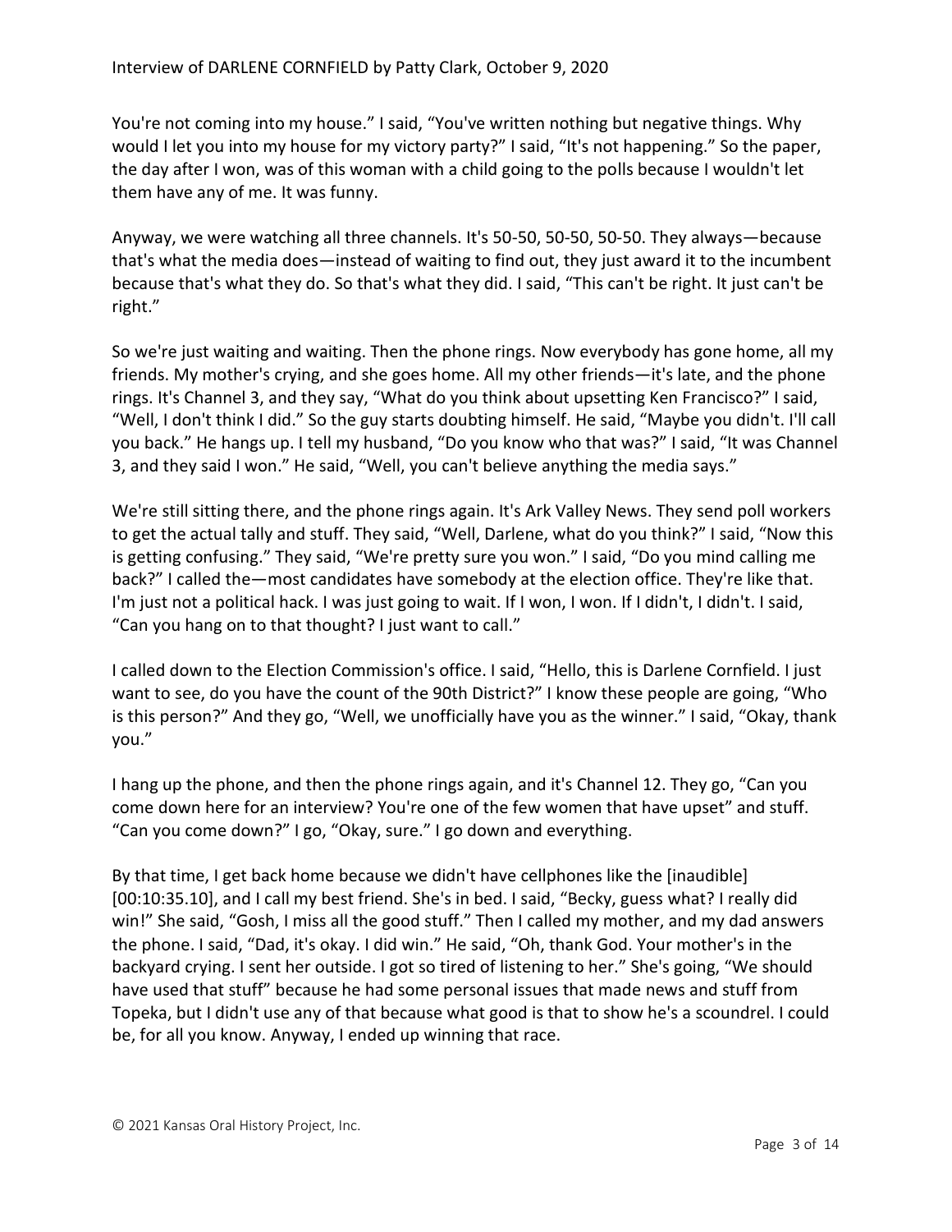You're not coming into my house." I said, "You've written nothing but negative things. Why would I let you into my house for my victory party?" I said, "It's not happening." So the paper, the day after I won, was of this woman with a child going to the polls because I wouldn't let them have any of me. It was funny.

Anyway, we were watching all three channels. It's 50-50, 50-50, 50-50. They always—because that's what the media does—instead of waiting to find out, they just award it to the incumbent because that's what they do. So that's what they did. I said, "This can't be right. It just can't be right."

So we're just waiting and waiting. Then the phone rings. Now everybody has gone home, all my friends. My mother's crying, and she goes home. All my other friends—it's late, and the phone rings. It's Channel 3, and they say, "What do you think about upsetting Ken Francisco?" I said, "Well, I don't think I did." So the guy starts doubting himself. He said, "Maybe you didn't. I'll call you back." He hangs up. I tell my husband, "Do you know who that was?" I said, "It was Channel 3, and they said I won." He said, "Well, you can't believe anything the media says."

We're still sitting there, and the phone rings again. It's Ark Valley News. They send poll workers to get the actual tally and stuff. They said, "Well, Darlene, what do you think?" I said, "Now this is getting confusing." They said, "We're pretty sure you won." I said, "Do you mind calling me back?" I called the—most candidates have somebody at the election office. They're like that. I'm just not a political hack. I was just going to wait. If I won, I won. If I didn't, I didn't. I said, "Can you hang on to that thought? I just want to call."

I called down to the Election Commission's office. I said, "Hello, this is Darlene Cornfield. I just want to see, do you have the count of the 90th District?" I know these people are going, "Who is this person?" And they go, "Well, we unofficially have you as the winner." I said, "Okay, thank you."

I hang up the phone, and then the phone rings again, and it's Channel 12. They go, "Can you come down here for an interview? You're one of the few women that have upset" and stuff. "Can you come down?" I go, "Okay, sure." I go down and everything.

By that time, I get back home because we didn't have cellphones like the [inaudible] [00:10:35.10], and I call my best friend. She's in bed. I said, "Becky, guess what? I really did win!" She said, "Gosh, I miss all the good stuff." Then I called my mother, and my dad answers the phone. I said, "Dad, it's okay. I did win." He said, "Oh, thank God. Your mother's in the backyard crying. I sent her outside. I got so tired of listening to her." She's going, "We should have used that stuff" because he had some personal issues that made news and stuff from Topeka, but I didn't use any of that because what good is that to show he's a scoundrel. I could be, for all you know. Anyway, I ended up winning that race.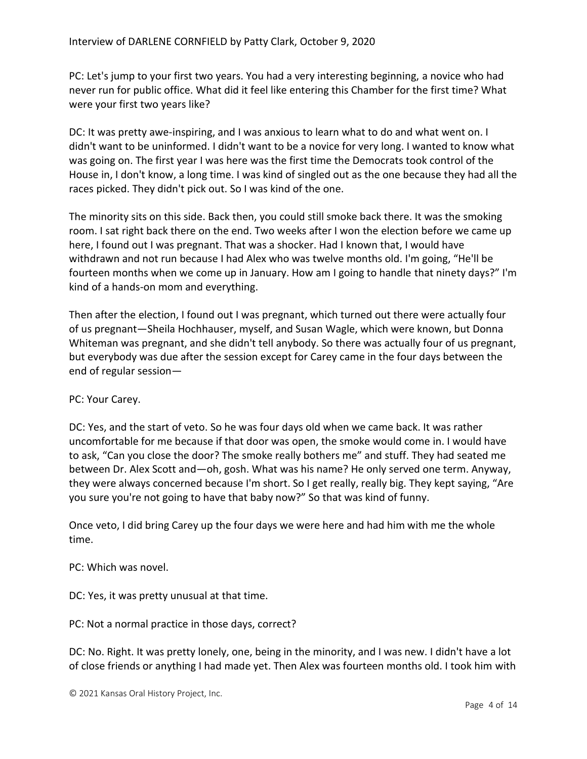PC: Let's jump to your first two years. You had a very interesting beginning, a novice who had never run for public office. What did it feel like entering this Chamber for the first time? What were your first two years like?

DC: It was pretty awe-inspiring, and I was anxious to learn what to do and what went on. I didn't want to be uninformed. I didn't want to be a novice for very long. I wanted to know what was going on. The first year I was here was the first time the Democrats took control of the House in, I don't know, a long time. I was kind of singled out as the one because they had all the races picked. They didn't pick out. So I was kind of the one.

The minority sits on this side. Back then, you could still smoke back there. It was the smoking room. I sat right back there on the end. Two weeks after I won the election before we came up here, I found out I was pregnant. That was a shocker. Had I known that, I would have withdrawn and not run because I had Alex who was twelve months old. I'm going, "He'll be fourteen months when we come up in January. How am I going to handle that ninety days?" I'm kind of a hands-on mom and everything.

Then after the election, I found out I was pregnant, which turned out there were actually four of us pregnant—Sheila Hochhauser, myself, and Susan Wagle, which were known, but Donna Whiteman was pregnant, and she didn't tell anybody. So there was actually four of us pregnant, but everybody was due after the session except for Carey came in the four days between the end of regular session—

PC: Your Carey.

DC: Yes, and the start of veto. So he was four days old when we came back. It was rather uncomfortable for me because if that door was open, the smoke would come in. I would have to ask, "Can you close the door? The smoke really bothers me" and stuff. They had seated me between Dr. Alex Scott and—oh, gosh. What was his name? He only served one term. Anyway, they were always concerned because I'm short. So I get really, really big. They kept saying, "Are you sure you're not going to have that baby now?" So that was kind of funny.

Once veto, I did bring Carey up the four days we were here and had him with me the whole time.

PC: Which was novel.

DC: Yes, it was pretty unusual at that time.

PC: Not a normal practice in those days, correct?

DC: No. Right. It was pretty lonely, one, being in the minority, and I was new. I didn't have a lot of close friends or anything I had made yet. Then Alex was fourteen months old. I took him with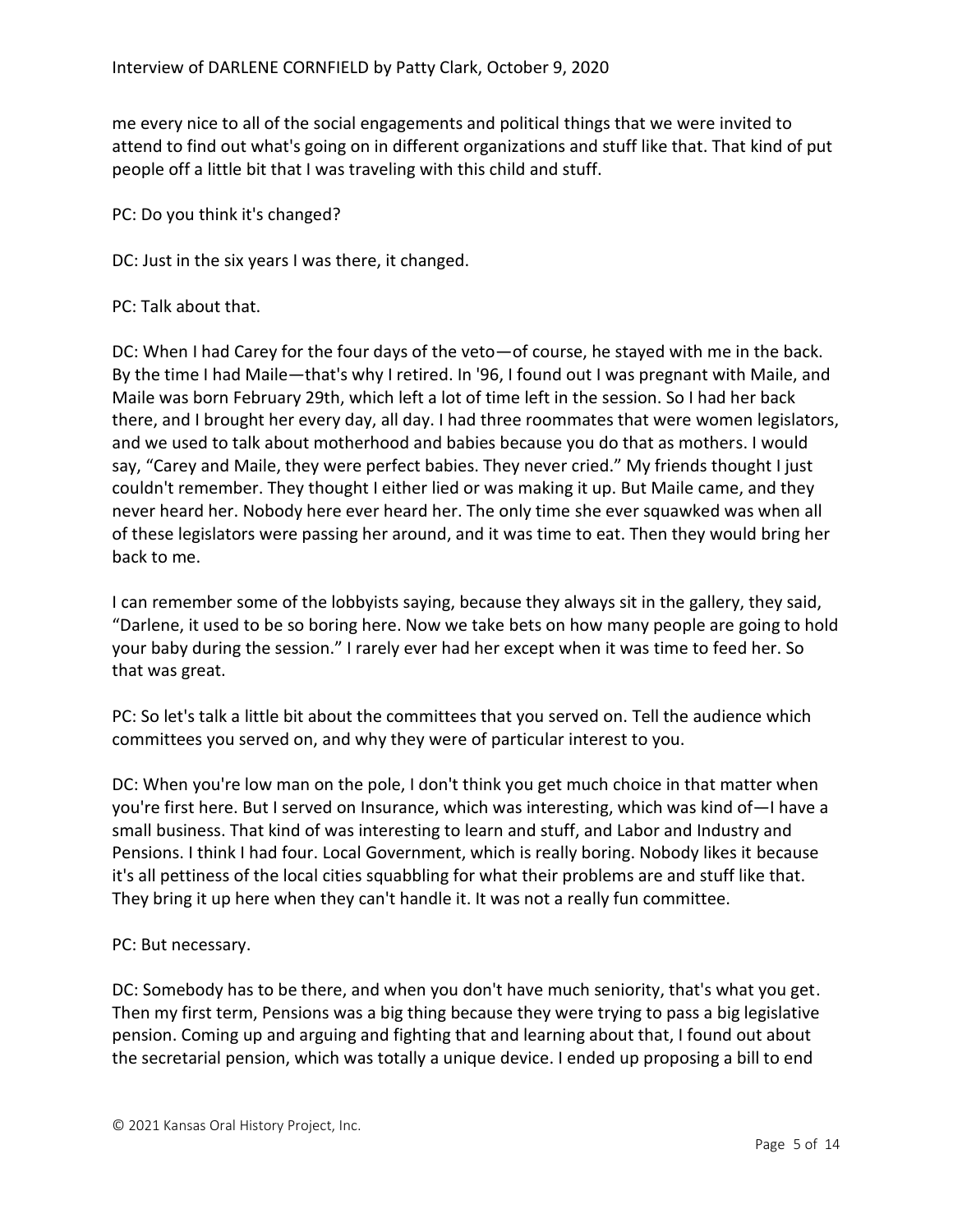me every nice to all of the social engagements and political things that we were invited to attend to find out what's going on in different organizations and stuff like that. That kind of put people off a little bit that I was traveling with this child and stuff.

PC: Do you think it's changed?

DC: Just in the six years I was there, it changed.

PC: Talk about that.

DC: When I had Carey for the four days of the veto—of course, he stayed with me in the back. By the time I had Maile—that's why I retired. In '96, I found out I was pregnant with Maile, and Maile was born February 29th, which left a lot of time left in the session. So I had her back there, and I brought her every day, all day. I had three roommates that were women legislators, and we used to talk about motherhood and babies because you do that as mothers. I would say, "Carey and Maile, they were perfect babies. They never cried." My friends thought I just couldn't remember. They thought I either lied or was making it up. But Maile came, and they never heard her. Nobody here ever heard her. The only time she ever squawked was when all of these legislators were passing her around, and it was time to eat. Then they would bring her back to me.

I can remember some of the lobbyists saying, because they always sit in the gallery, they said, "Darlene, it used to be so boring here. Now we take bets on how many people are going to hold your baby during the session." I rarely ever had her except when it was time to feed her. So that was great.

PC: So let's talk a little bit about the committees that you served on. Tell the audience which committees you served on, and why they were of particular interest to you.

DC: When you're low man on the pole, I don't think you get much choice in that matter when you're first here. But I served on Insurance, which was interesting, which was kind of—I have a small business. That kind of was interesting to learn and stuff, and Labor and Industry and Pensions. I think I had four. Local Government, which is really boring. Nobody likes it because it's all pettiness of the local cities squabbling for what their problems are and stuff like that. They bring it up here when they can't handle it. It was not a really fun committee.

PC: But necessary.

DC: Somebody has to be there, and when you don't have much seniority, that's what you get. Then my first term, Pensions was a big thing because they were trying to pass a big legislative pension. Coming up and arguing and fighting that and learning about that, I found out about the secretarial pension, which was totally a unique device. I ended up proposing a bill to end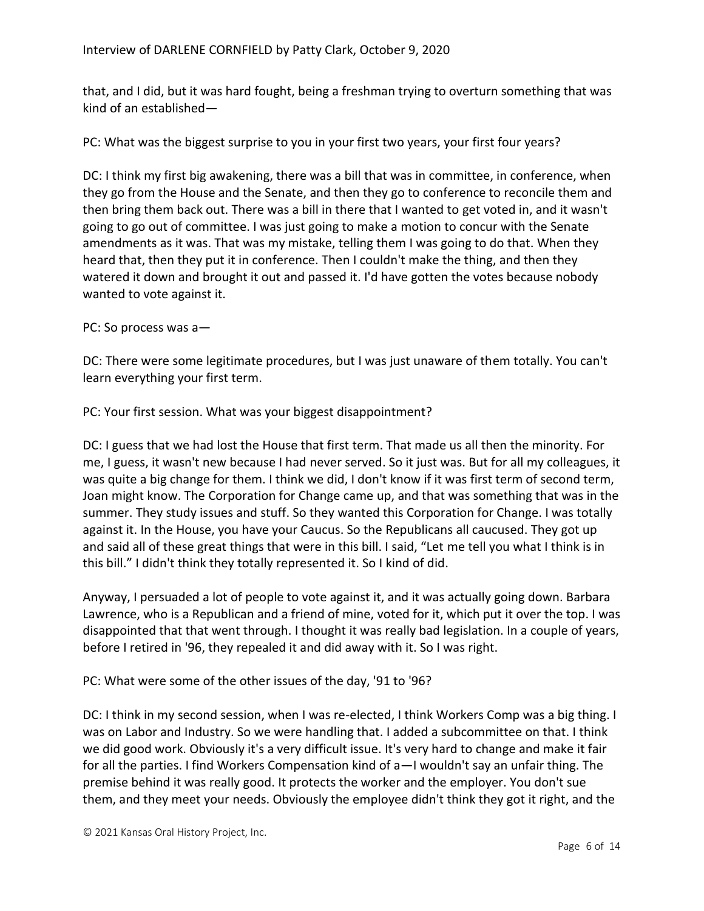that, and I did, but it was hard fought, being a freshman trying to overturn something that was kind of an established—

PC: What was the biggest surprise to you in your first two years, your first four years?

DC: I think my first big awakening, there was a bill that was in committee, in conference, when they go from the House and the Senate, and then they go to conference to reconcile them and then bring them back out. There was a bill in there that I wanted to get voted in, and it wasn't going to go out of committee. I was just going to make a motion to concur with the Senate amendments as it was. That was my mistake, telling them I was going to do that. When they heard that, then they put it in conference. Then I couldn't make the thing, and then they watered it down and brought it out and passed it. I'd have gotten the votes because nobody wanted to vote against it.

PC: So process was a—

DC: There were some legitimate procedures, but I was just unaware of them totally. You can't learn everything your first term.

PC: Your first session. What was your biggest disappointment?

DC: I guess that we had lost the House that first term. That made us all then the minority. For me, I guess, it wasn't new because I had never served. So it just was. But for all my colleagues, it was quite a big change for them. I think we did, I don't know if it was first term of second term, Joan might know. The Corporation for Change came up, and that was something that was in the summer. They study issues and stuff. So they wanted this Corporation for Change. I was totally against it. In the House, you have your Caucus. So the Republicans all caucused. They got up and said all of these great things that were in this bill. I said, "Let me tell you what I think is in this bill." I didn't think they totally represented it. So I kind of did.

Anyway, I persuaded a lot of people to vote against it, and it was actually going down. Barbara Lawrence, who is a Republican and a friend of mine, voted for it, which put it over the top. I was disappointed that that went through. I thought it was really bad legislation. In a couple of years, before I retired in '96, they repealed it and did away with it. So I was right.

PC: What were some of the other issues of the day, '91 to '96?

DC: I think in my second session, when I was re-elected, I think Workers Comp was a big thing. I was on Labor and Industry. So we were handling that. I added a subcommittee on that. I think we did good work. Obviously it's a very difficult issue. It's very hard to change and make it fair for all the parties. I find Workers Compensation kind of a—I wouldn't say an unfair thing. The premise behind it was really good. It protects the worker and the employer. You don't sue them, and they meet your needs. Obviously the employee didn't think they got it right, and the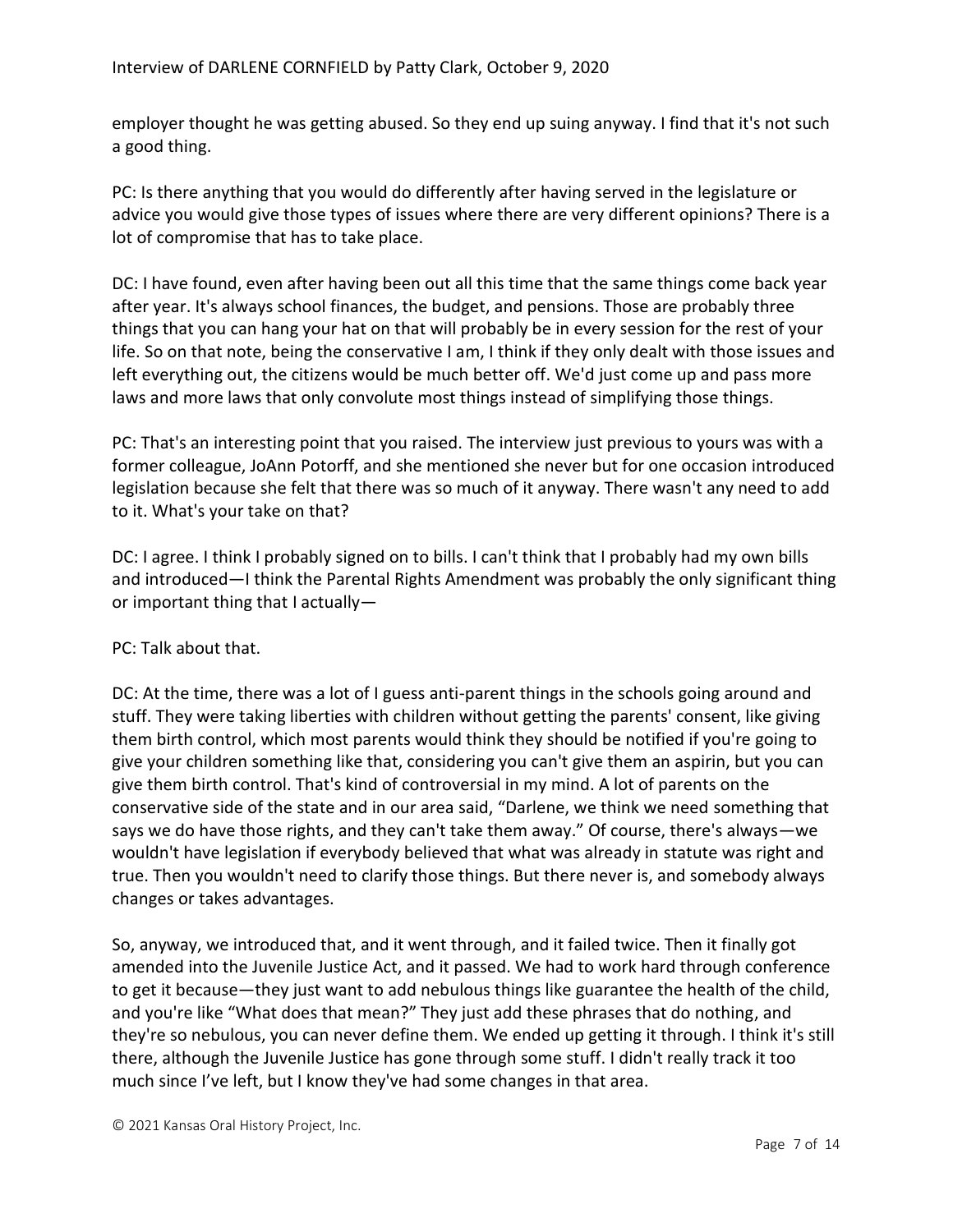employer thought he was getting abused. So they end up suing anyway. I find that it's not such a good thing.

PC: Is there anything that you would do differently after having served in the legislature or advice you would give those types of issues where there are very different opinions? There is a lot of compromise that has to take place.

DC: I have found, even after having been out all this time that the same things come back year after year. It's always school finances, the budget, and pensions. Those are probably three things that you can hang your hat on that will probably be in every session for the rest of your life. So on that note, being the conservative I am, I think if they only dealt with those issues and left everything out, the citizens would be much better off. We'd just come up and pass more laws and more laws that only convolute most things instead of simplifying those things.

PC: That's an interesting point that you raised. The interview just previous to yours was with a former colleague, JoAnn Potorff, and she mentioned she never but for one occasion introduced legislation because she felt that there was so much of it anyway. There wasn't any need to add to it. What's your take on that?

DC: I agree. I think I probably signed on to bills. I can't think that I probably had my own bills and introduced—I think the Parental Rights Amendment was probably the only significant thing or important thing that I actually—

PC: Talk about that.

DC: At the time, there was a lot of I guess anti-parent things in the schools going around and stuff. They were taking liberties with children without getting the parents' consent, like giving them birth control, which most parents would think they should be notified if you're going to give your children something like that, considering you can't give them an aspirin, but you can give them birth control. That's kind of controversial in my mind. A lot of parents on the conservative side of the state and in our area said, "Darlene, we think we need something that says we do have those rights, and they can't take them away." Of course, there's always—we wouldn't have legislation if everybody believed that what was already in statute was right and true. Then you wouldn't need to clarify those things. But there never is, and somebody always changes or takes advantages.

So, anyway, we introduced that, and it went through, and it failed twice. Then it finally got amended into the Juvenile Justice Act, and it passed. We had to work hard through conference to get it because—they just want to add nebulous things like guarantee the health of the child, and you're like "What does that mean?" They just add these phrases that do nothing, and they're so nebulous, you can never define them. We ended up getting it through. I think it's still there, although the Juvenile Justice has gone through some stuff. I didn't really track it too much since I've left, but I know they've had some changes in that area.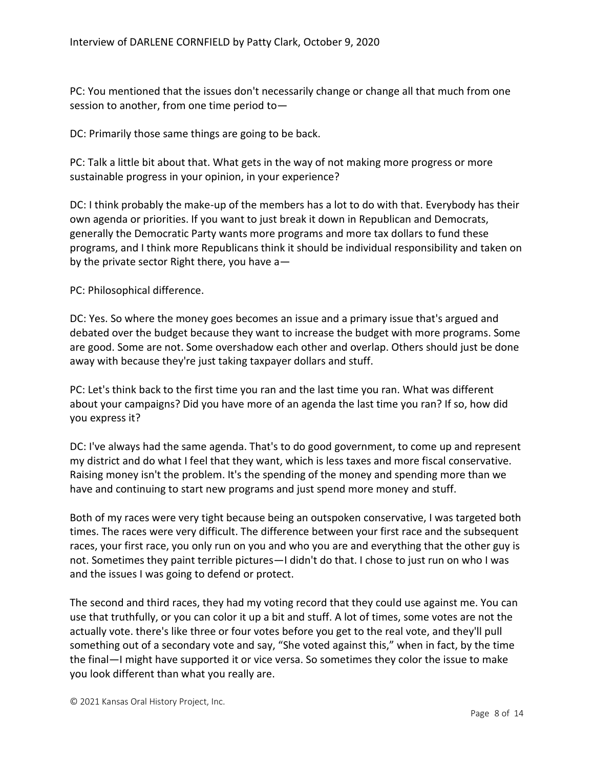PC: You mentioned that the issues don't necessarily change or change all that much from one session to another, from one time period to—

DC: Primarily those same things are going to be back.

PC: Talk a little bit about that. What gets in the way of not making more progress or more sustainable progress in your opinion, in your experience?

DC: I think probably the make-up of the members has a lot to do with that. Everybody has their own agenda or priorities. If you want to just break it down in Republican and Democrats, generally the Democratic Party wants more programs and more tax dollars to fund these programs, and I think more Republicans think it should be individual responsibility and taken on by the private sector Right there, you have a—

PC: Philosophical difference.

DC: Yes. So where the money goes becomes an issue and a primary issue that's argued and debated over the budget because they want to increase the budget with more programs. Some are good. Some are not. Some overshadow each other and overlap. Others should just be done away with because they're just taking taxpayer dollars and stuff.

PC: Let's think back to the first time you ran and the last time you ran. What was different about your campaigns? Did you have more of an agenda the last time you ran? If so, how did you express it?

DC: I've always had the same agenda. That's to do good government, to come up and represent my district and do what I feel that they want, which is less taxes and more fiscal conservative. Raising money isn't the problem. It's the spending of the money and spending more than we have and continuing to start new programs and just spend more money and stuff.

Both of my races were very tight because being an outspoken conservative, I was targeted both times. The races were very difficult. The difference between your first race and the subsequent races, your first race, you only run on you and who you are and everything that the other guy is not. Sometimes they paint terrible pictures—I didn't do that. I chose to just run on who I was and the issues I was going to defend or protect.

The second and third races, they had my voting record that they could use against me. You can use that truthfully, or you can color it up a bit and stuff. A lot of times, some votes are not the actually vote. there's like three or four votes before you get to the real vote, and they'll pull something out of a secondary vote and say, "She voted against this," when in fact, by the time the final—I might have supported it or vice versa. So sometimes they color the issue to make you look different than what you really are.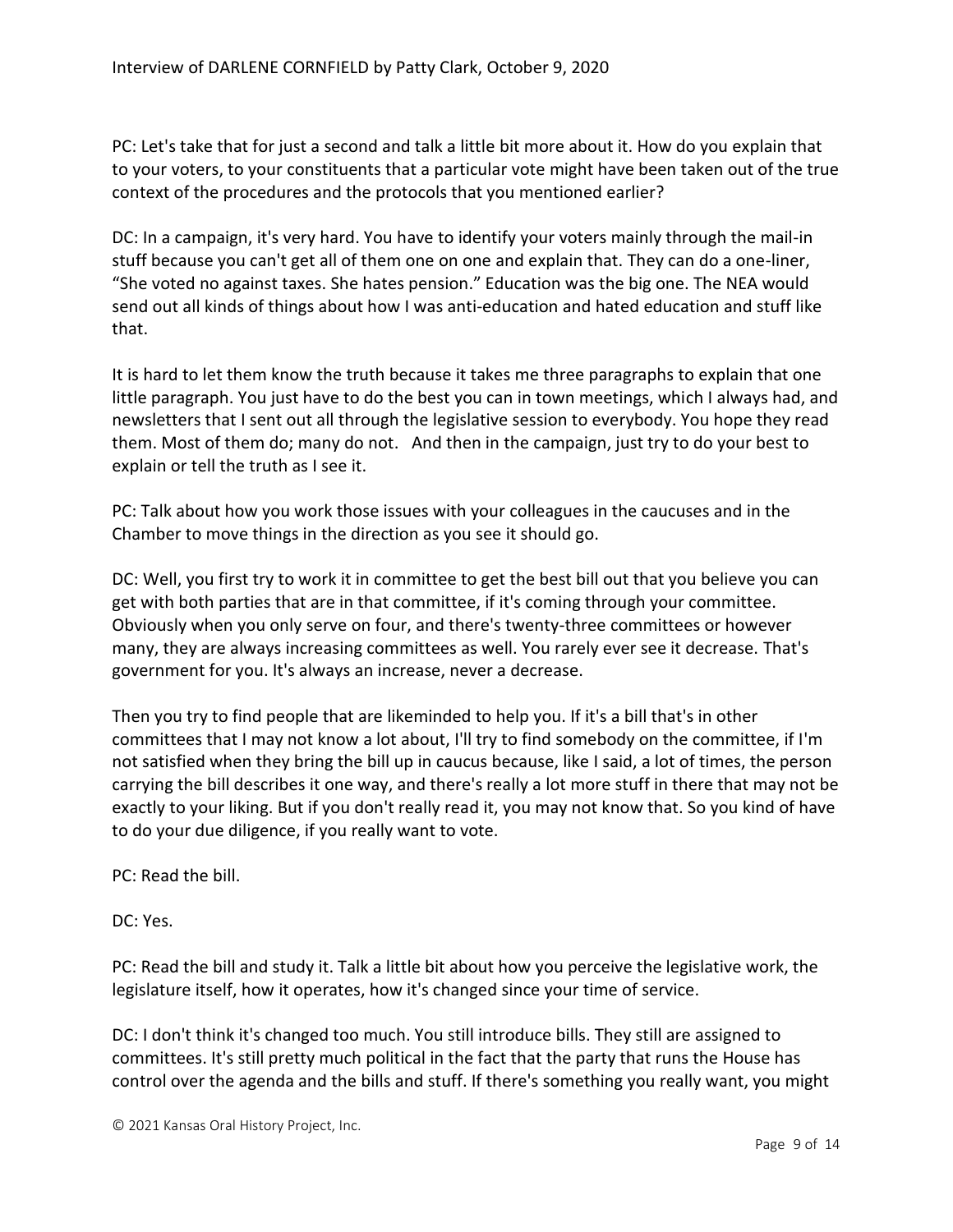PC: Let's take that for just a second and talk a little bit more about it. How do you explain that to your voters, to your constituents that a particular vote might have been taken out of the true context of the procedures and the protocols that you mentioned earlier?

DC: In a campaign, it's very hard. You have to identify your voters mainly through the mail-in stuff because you can't get all of them one on one and explain that. They can do a one-liner, "She voted no against taxes. She hates pension." Education was the big one. The NEA would send out all kinds of things about how I was anti-education and hated education and stuff like that.

It is hard to let them know the truth because it takes me three paragraphs to explain that one little paragraph. You just have to do the best you can in town meetings, which I always had, and newsletters that I sent out all through the legislative session to everybody. You hope they read them. Most of them do; many do not. And then in the campaign, just try to do your best to explain or tell the truth as I see it.

PC: Talk about how you work those issues with your colleagues in the caucuses and in the Chamber to move things in the direction as you see it should go.

DC: Well, you first try to work it in committee to get the best bill out that you believe you can get with both parties that are in that committee, if it's coming through your committee. Obviously when you only serve on four, and there's twenty-three committees or however many, they are always increasing committees as well. You rarely ever see it decrease. That's government for you. It's always an increase, never a decrease.

Then you try to find people that are likeminded to help you. If it's a bill that's in other committees that I may not know a lot about, I'll try to find somebody on the committee, if I'm not satisfied when they bring the bill up in caucus because, like I said, a lot of times, the person carrying the bill describes it one way, and there's really a lot more stuff in there that may not be exactly to your liking. But if you don't really read it, you may not know that. So you kind of have to do your due diligence, if you really want to vote.

PC: Read the bill.

DC: Yes.

PC: Read the bill and study it. Talk a little bit about how you perceive the legislative work, the legislature itself, how it operates, how it's changed since your time of service.

DC: I don't think it's changed too much. You still introduce bills. They still are assigned to committees. It's still pretty much political in the fact that the party that runs the House has control over the agenda and the bills and stuff. If there's something you really want, you might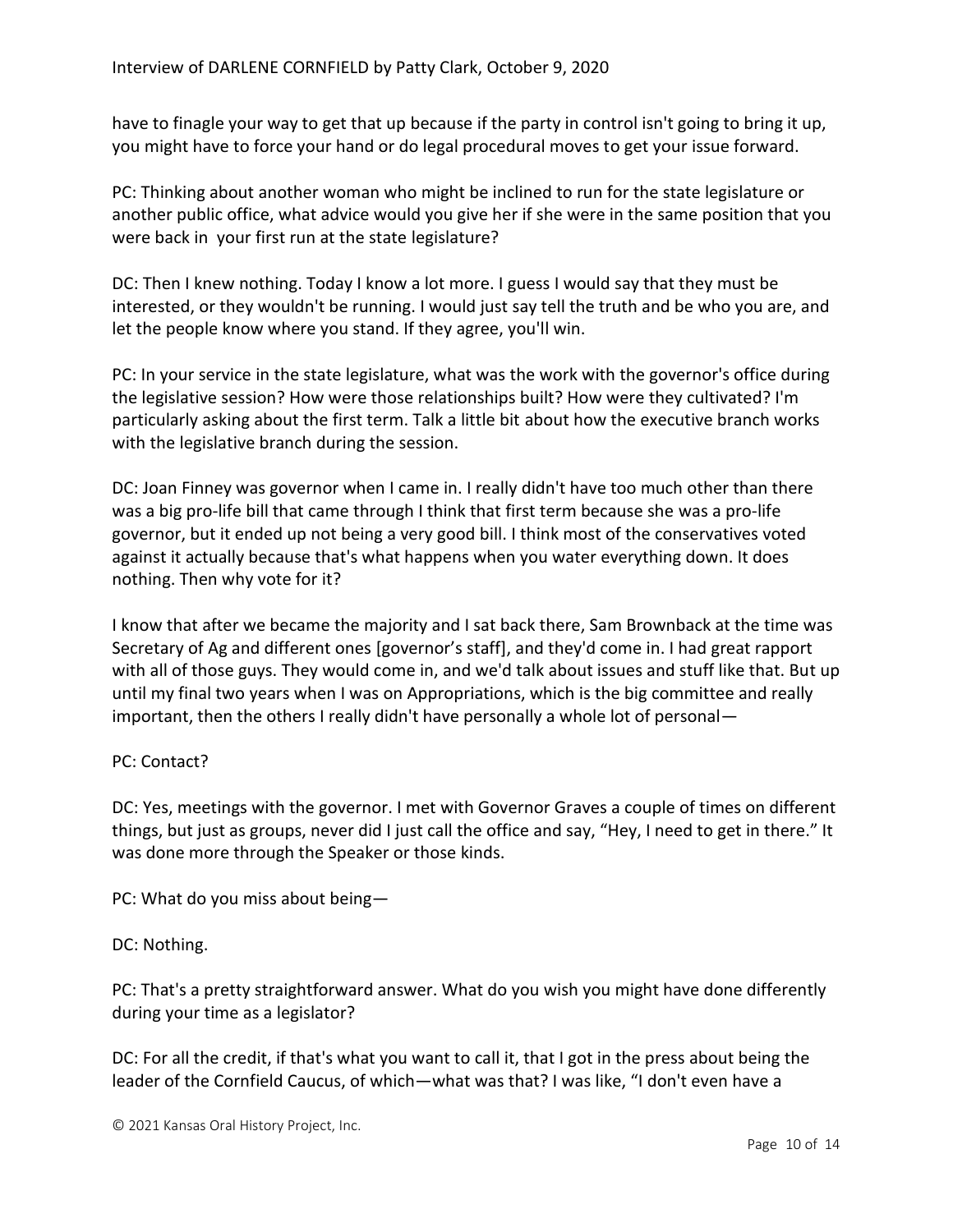have to finagle your way to get that up because if the party in control isn't going to bring it up, you might have to force your hand or do legal procedural moves to get your issue forward.

PC: Thinking about another woman who might be inclined to run for the state legislature or another public office, what advice would you give her if she were in the same position that you were back in your first run at the state legislature?

DC: Then I knew nothing. Today I know a lot more. I guess I would say that they must be interested, or they wouldn't be running. I would just say tell the truth and be who you are, and let the people know where you stand. If they agree, you'll win.

PC: In your service in the state legislature, what was the work with the governor's office during the legislative session? How were those relationships built? How were they cultivated? I'm particularly asking about the first term. Talk a little bit about how the executive branch works with the legislative branch during the session.

DC: Joan Finney was governor when I came in. I really didn't have too much other than there was a big pro-life bill that came through I think that first term because she was a pro-life governor, but it ended up not being a very good bill. I think most of the conservatives voted against it actually because that's what happens when you water everything down. It does nothing. Then why vote for it?

I know that after we became the majority and I sat back there, Sam Brownback at the time was Secretary of Ag and different ones [governor's staff], and they'd come in. I had great rapport with all of those guys. They would come in, and we'd talk about issues and stuff like that. But up until my final two years when I was on Appropriations, which is the big committee and really important, then the others I really didn't have personally a whole lot of personal—

PC: Contact?

DC: Yes, meetings with the governor. I met with Governor Graves a couple of times on different things, but just as groups, never did I just call the office and say, "Hey, I need to get in there." It was done more through the Speaker or those kinds.

PC: What do you miss about being—

DC: Nothing.

PC: That's a pretty straightforward answer. What do you wish you might have done differently during your time as a legislator?

DC: For all the credit, if that's what you want to call it, that I got in the press about being the leader of the Cornfield Caucus, of which—what was that? I was like, "I don't even have a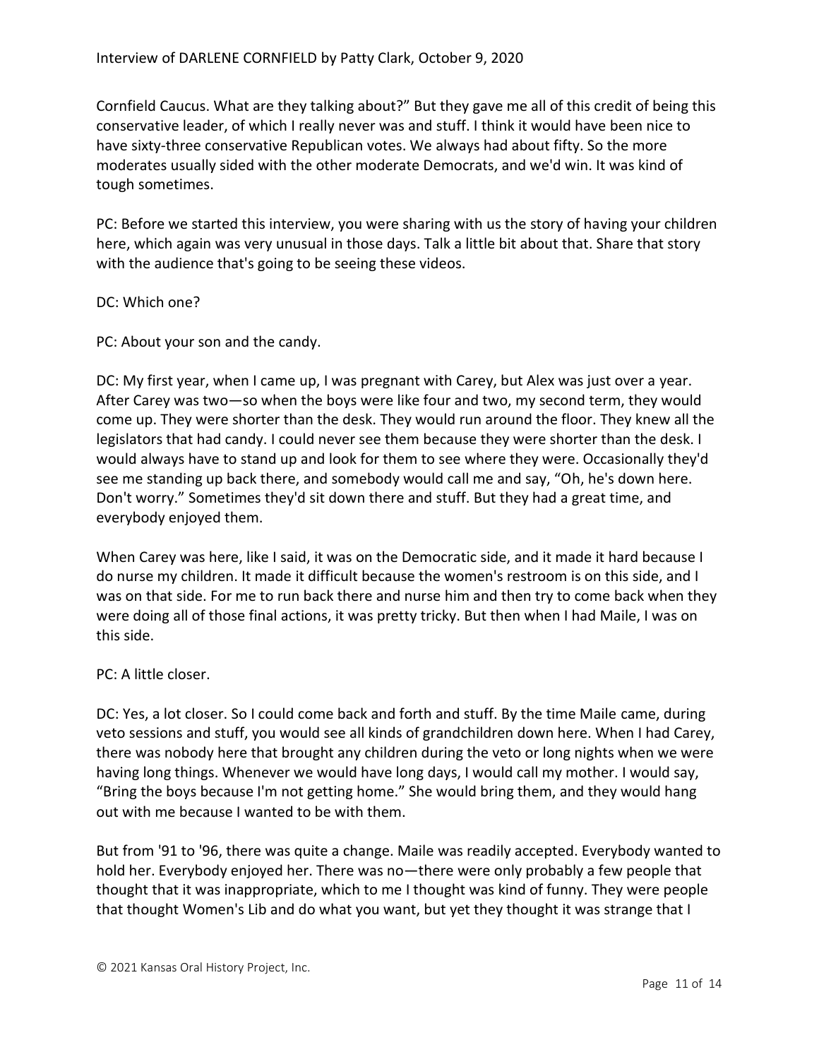Cornfield Caucus. What are they talking about?" But they gave me all of this credit of being this conservative leader, of which I really never was and stuff. I think it would have been nice to have sixty-three conservative Republican votes. We always had about fifty. So the more moderates usually sided with the other moderate Democrats, and we'd win. It was kind of tough sometimes.

PC: Before we started this interview, you were sharing with us the story of having your children here, which again was very unusual in those days. Talk a little bit about that. Share that story with the audience that's going to be seeing these videos.

DC: Which one?

PC: About your son and the candy.

DC: My first year, when I came up, I was pregnant with Carey, but Alex was just over a year. After Carey was two—so when the boys were like four and two, my second term, they would come up. They were shorter than the desk. They would run around the floor. They knew all the legislators that had candy. I could never see them because they were shorter than the desk. I would always have to stand up and look for them to see where they were. Occasionally they'd see me standing up back there, and somebody would call me and say, "Oh, he's down here. Don't worry." Sometimes they'd sit down there and stuff. But they had a great time, and everybody enjoyed them.

When Carey was here, like I said, it was on the Democratic side, and it made it hard because I do nurse my children. It made it difficult because the women's restroom is on this side, and I was on that side. For me to run back there and nurse him and then try to come back when they were doing all of those final actions, it was pretty tricky. But then when I had Maile, I was on this side.

PC: A little closer.

DC: Yes, a lot closer. So I could come back and forth and stuff. By the time Maile came, during veto sessions and stuff, you would see all kinds of grandchildren down here. When I had Carey, there was nobody here that brought any children during the veto or long nights when we were having long things. Whenever we would have long days, I would call my mother. I would say, "Bring the boys because I'm not getting home." She would bring them, and they would hang out with me because I wanted to be with them.

But from '91 to '96, there was quite a change. Maile was readily accepted. Everybody wanted to hold her. Everybody enjoyed her. There was no—there were only probably a few people that thought that it was inappropriate, which to me I thought was kind of funny. They were people that thought Women's Lib and do what you want, but yet they thought it was strange that I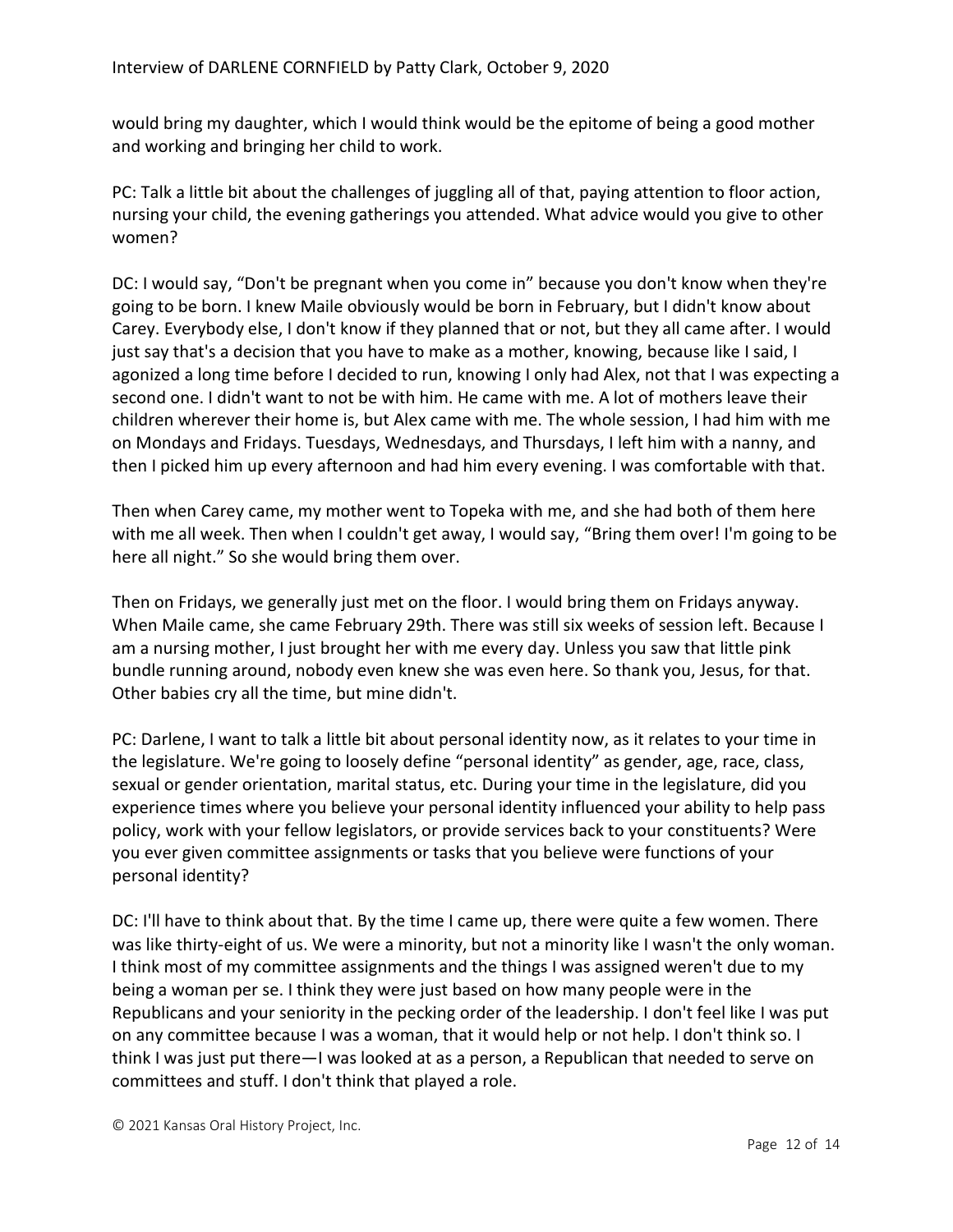would bring my daughter, which I would think would be the epitome of being a good mother and working and bringing her child to work.

PC: Talk a little bit about the challenges of juggling all of that, paying attention to floor action, nursing your child, the evening gatherings you attended. What advice would you give to other women?

DC: I would say, "Don't be pregnant when you come in" because you don't know when they're going to be born. I knew Maile obviously would be born in February, but I didn't know about Carey. Everybody else, I don't know if they planned that or not, but they all came after. I would just say that's a decision that you have to make as a mother, knowing, because like I said, I agonized a long time before I decided to run, knowing I only had Alex, not that I was expecting a second one. I didn't want to not be with him. He came with me. A lot of mothers leave their children wherever their home is, but Alex came with me. The whole session, I had him with me on Mondays and Fridays. Tuesdays, Wednesdays, and Thursdays, I left him with a nanny, and then I picked him up every afternoon and had him every evening. I was comfortable with that.

Then when Carey came, my mother went to Topeka with me, and she had both of them here with me all week. Then when I couldn't get away, I would say, "Bring them over! I'm going to be here all night." So she would bring them over.

Then on Fridays, we generally just met on the floor. I would bring them on Fridays anyway. When Maile came, she came February 29th. There was still six weeks of session left. Because I am a nursing mother, I just brought her with me every day. Unless you saw that little pink bundle running around, nobody even knew she was even here. So thank you, Jesus, for that. Other babies cry all the time, but mine didn't.

PC: Darlene, I want to talk a little bit about personal identity now, as it relates to your time in the legislature. We're going to loosely define "personal identity" as gender, age, race, class, sexual or gender orientation, marital status, etc. During your time in the legislature, did you experience times where you believe your personal identity influenced your ability to help pass policy, work with your fellow legislators, or provide services back to your constituents? Were you ever given committee assignments or tasks that you believe were functions of your personal identity?

DC: I'll have to think about that. By the time I came up, there were quite a few women. There was like thirty-eight of us. We were a minority, but not a minority like I wasn't the only woman. I think most of my committee assignments and the things I was assigned weren't due to my being a woman per se. I think they were just based on how many people were in the Republicans and your seniority in the pecking order of the leadership. I don't feel like I was put on any committee because I was a woman, that it would help or not help. I don't think so. I think I was just put there—I was looked at as a person, a Republican that needed to serve on committees and stuff. I don't think that played a role.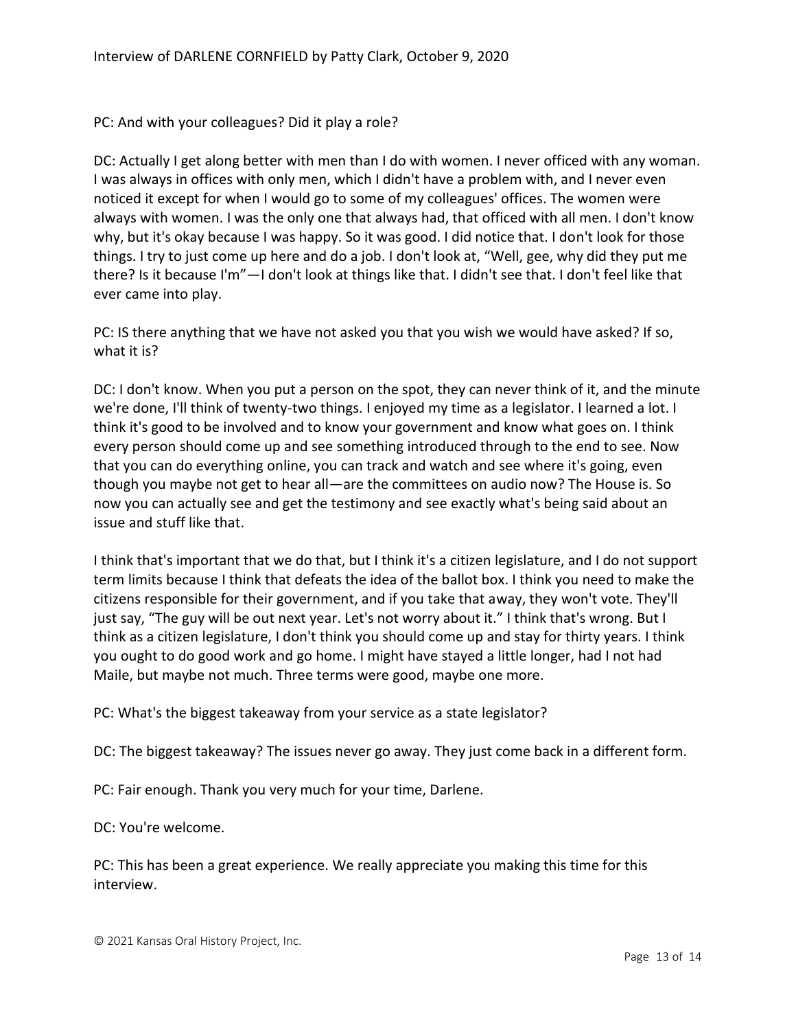PC: And with your colleagues? Did it play a role?

DC: Actually I get along better with men than I do with women. I never officed with any woman. I was always in offices with only men, which I didn't have a problem with, and I never even noticed it except for when I would go to some of my colleagues' offices. The women were always with women. I was the only one that always had, that officed with all men. I don't know why, but it's okay because I was happy. So it was good. I did notice that. I don't look for those things. I try to just come up here and do a job. I don't look at, "Well, gee, why did they put me there? Is it because I'm"—I don't look at things like that. I didn't see that. I don't feel like that ever came into play.

PC: IS there anything that we have not asked you that you wish we would have asked? If so, what it is?

DC: I don't know. When you put a person on the spot, they can never think of it, and the minute we're done, I'll think of twenty-two things. I enjoyed my time as a legislator. I learned a lot. I think it's good to be involved and to know your government and know what goes on. I think every person should come up and see something introduced through to the end to see. Now that you can do everything online, you can track and watch and see where it's going, even though you maybe not get to hear all—are the committees on audio now? The House is. So now you can actually see and get the testimony and see exactly what's being said about an issue and stuff like that.

I think that's important that we do that, but I think it's a citizen legislature, and I do not support term limits because I think that defeats the idea of the ballot box. I think you need to make the citizens responsible for their government, and if you take that away, they won't vote. They'll just say, "The guy will be out next year. Let's not worry about it." I think that's wrong. But I think as a citizen legislature, I don't think you should come up and stay for thirty years. I think you ought to do good work and go home. I might have stayed a little longer, had I not had Maile, but maybe not much. Three terms were good, maybe one more.

PC: What's the biggest takeaway from your service as a state legislator?

DC: The biggest takeaway? The issues never go away. They just come back in a different form.

PC: Fair enough. Thank you very much for your time, Darlene.

DC: You're welcome.

PC: This has been a great experience. We really appreciate you making this time for this interview.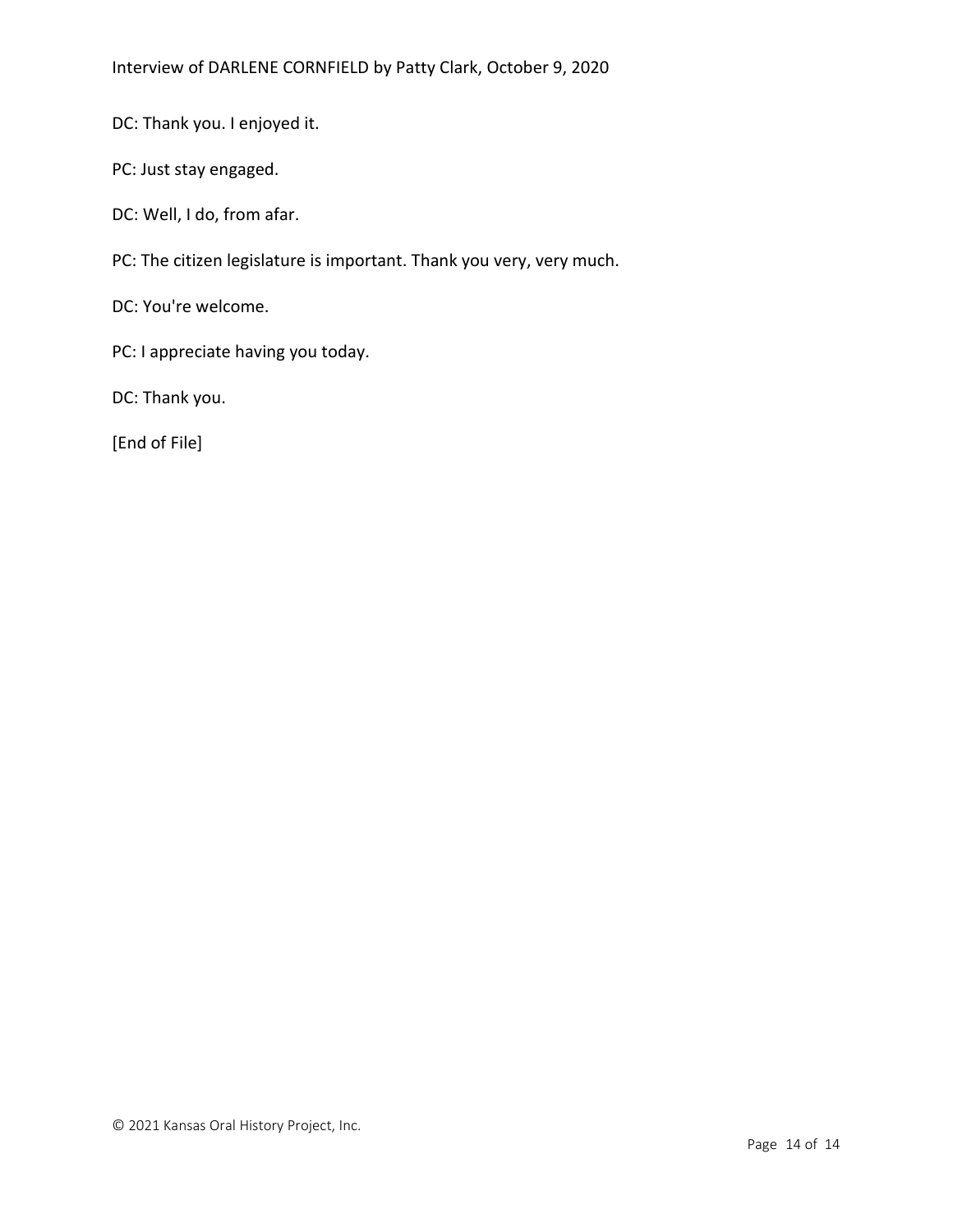DC: Thank you. I enjoyed it.

PC: Just stay engaged.

DC: Well, I do, from afar.

PC: The citizen legislature is important. Thank you very, very much.

DC: You're welcome.

PC: I appreciate having you today.

DC: Thank you.

[End of File]

© 2021 Kansas Oral History Project, Inc.